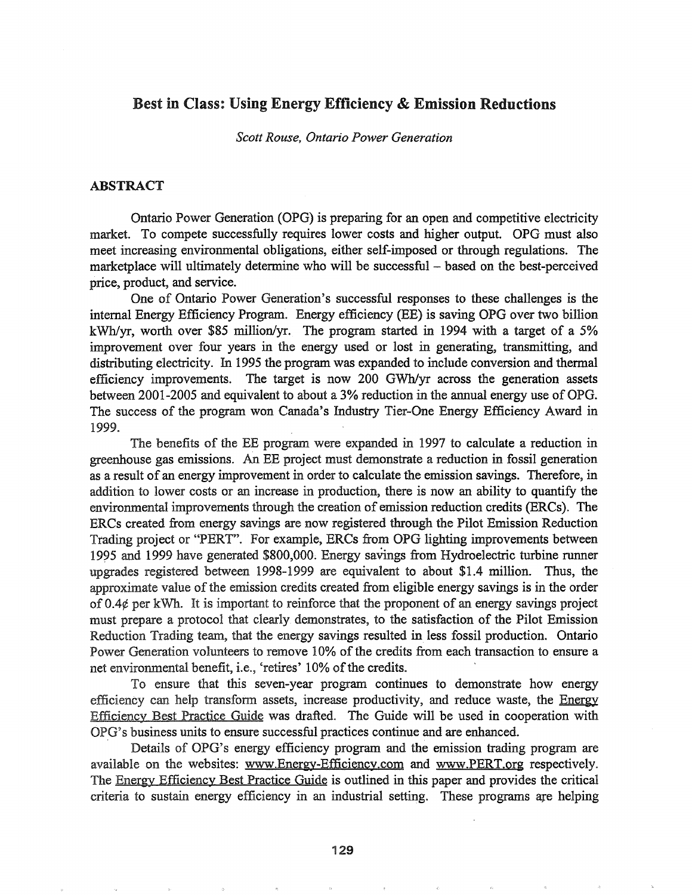# Best in Class: Using Energy Efficiency & Emission Reductions

*Scott Rouse, Ontario Power Generation*

## ABSTRACT

Ontario Power Generation (OPG) is preparing for an open and competitive electricity market. To compete successfully requires lower costs and higher output. OPG must also meet increasing environmental obligations, either self-imposed or through regulations. The marketplace will ultimately determine who will be successful – based on the best-perceived price, product, and service.

One of Ontario Power Generation's successful responses to these challenges is the internal Energy Efficiency Program. Energy efficiency (EE) is saving OPG over two billion kWh/yr, worth over $85 million/yr. The program started in 1994 with a target of a 5% improvement over four years in the energy used or lost in generating, transmitting, and distributing electricity. In 1995 the program was expanded to include conversion and thermal efficiency improvements. The target is now 200 GWh/yr across the generation assets between 2001-2005 and equivalent to about a 3% reduction in the annual energy use of OPG. The success of the program won Canada's Industry Tier-One Energy Efficiency Award in 1999.

The benefits of the EE program were expanded in 1997 to calculate a reduction in greenhouse gas emissions. An EE project must demonstrate a reduction in fossil generation as a result of an energy improvement in order to calculate the emission savings. Therefore, in addition to lower costs or an increase in production, there is now an ability to quantify the environmental improvements through the creation of emission reduction credits (ERCs). The ERCs created from energy savings are now registered through the Pilot Emission Reduction Trading project or "PERT". For example, ERCs from OPG lighting improvements between 1995 and 1999 have generated $800,000. Energy savings from Hydroelectric turbine runner upgrades registered between 1998-1999 are equivalent to about $1.4 million. Thus, the approximate value of the emission credits created from eligible energy savings is in the order of 0.4¢ per kWh. It is important to reinforce that the proponent of an energy savings project must prepare a protocol that clearly demonstrates, to the satisfaction of the Pilot Emission Reduction Trading team, that the energy savings resulted in less fossil production. Ontario Power Generation volunteers to remove 10% of the credits from each transaction to ensure a net environmental benefit, i.e., 'retires' 10% of the credits.

To ensure that this seven-year program continues to demonstrate how energy efficiency can help transform assets, increase productivity, and reduce waste, the Energy Efficiency Best Practice Guide was drafted. The Guide will be used in cooperation with OPG's business units to ensure successful practices continue and are enhanced.

Details of OPG's energy efficiency program and the emission trading program are available on the websites: www.Energy-Efficiency.com and www.PERT.org respectively. The Energy Efficiency Best Practice Guide is outlined in this paper and provides the critical criteria to sustain energy efficiency in an industrial setting. These programs are helping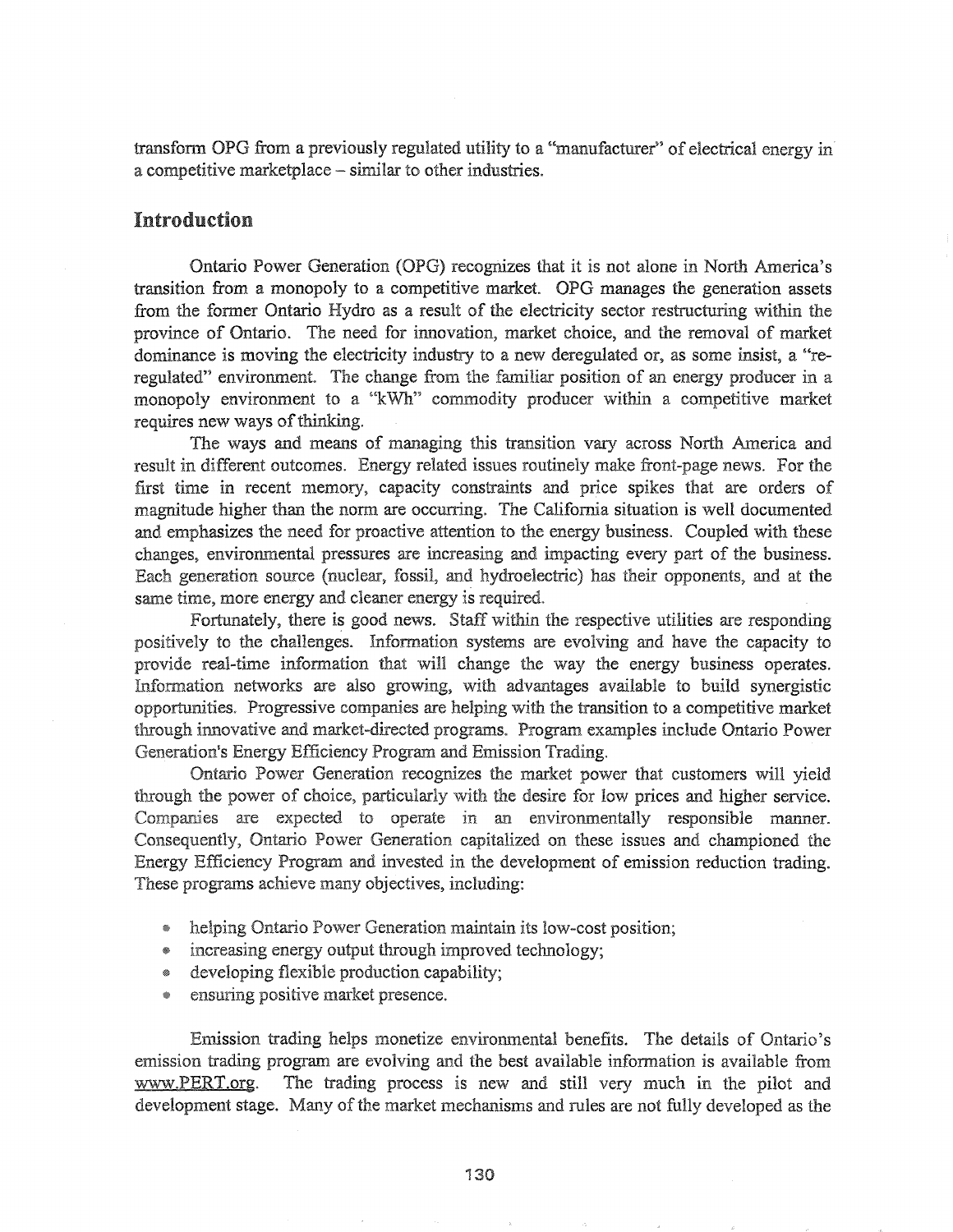transform OPG from a previously regulated utility to a "manufacturer" of electrical energy in a competitive marketplace – similar to other industries.

## Introduction

Ontario Power Generation (OPG) recognizes that it is not alone in North America's transition from a monopoly to a competitive market. OPG manages the generation assets from the former Ontario Hydro as a result of the electricity sector restructuring within the province of Ontario. The need for innovation, market choice, and the removal of market dominance is moving the electricity industry to a new deregulated or, as some insist, a "re-regulated" environment. The change from the familiar position of an energy producer in a monopoly environment to a "kWh" commodity producer within a competitive market requires new ways of thinking.

The ways and means of managing this transition vary across North America and result in different outcomes. Energy related issues routinely make front-page news. For the first time in recent memory, capacity constraints and price spikes that are orders of magnitude higher than the norm are occurring. The California situation is well documented and emphasizes the need for proactive attention to the energy business. Coupled with these changes, environmental pressures are increasing and impacting every part of the business. Each generation source (nuclear, fossil, and hydroelectric) has their opponents, and at the same time, more energy and cleaner energy is required.

Fortunately, there is good news. Staff within the respective utilities are responding positively to the challenges. Information systems are evolving and have the capacity to provide real-time information that will change the way the energy business operates. Information networks are also growing, with advantages available to build synergistic opportunities. Progressive companies are helping with the transition to a competitive market through innovative and market-directed programs. Program examples include Ontario Power Generation's Energy Efficiency Program and Emission Trading.

Ontario Power Generation recognizes the market power that customers will yield through the power of choice, particularly with the desire for low prices and higher service. Companies are expected to operate in an environmentally responsible manner. Consequently, Ontario Power Generation capitalized on these issues and championed the Energy Efficiency Program and invested in the development of emission reduction trading. These programs achieve many objectives, including:

- helping Ontario Power Generation maintain its low-cost position;
- increasing energy output through improved technology;
- developing flexible production capability;
- ensuring positive market presence.

Emission trading helps monetize environmental benefits. The details of Ontario's emission trading program are evolving and the best available information is available from www.PERT.org. The trading process is new and still very much in the pilot and development stage. Many of the market mechanisms and rules are not fully developed as the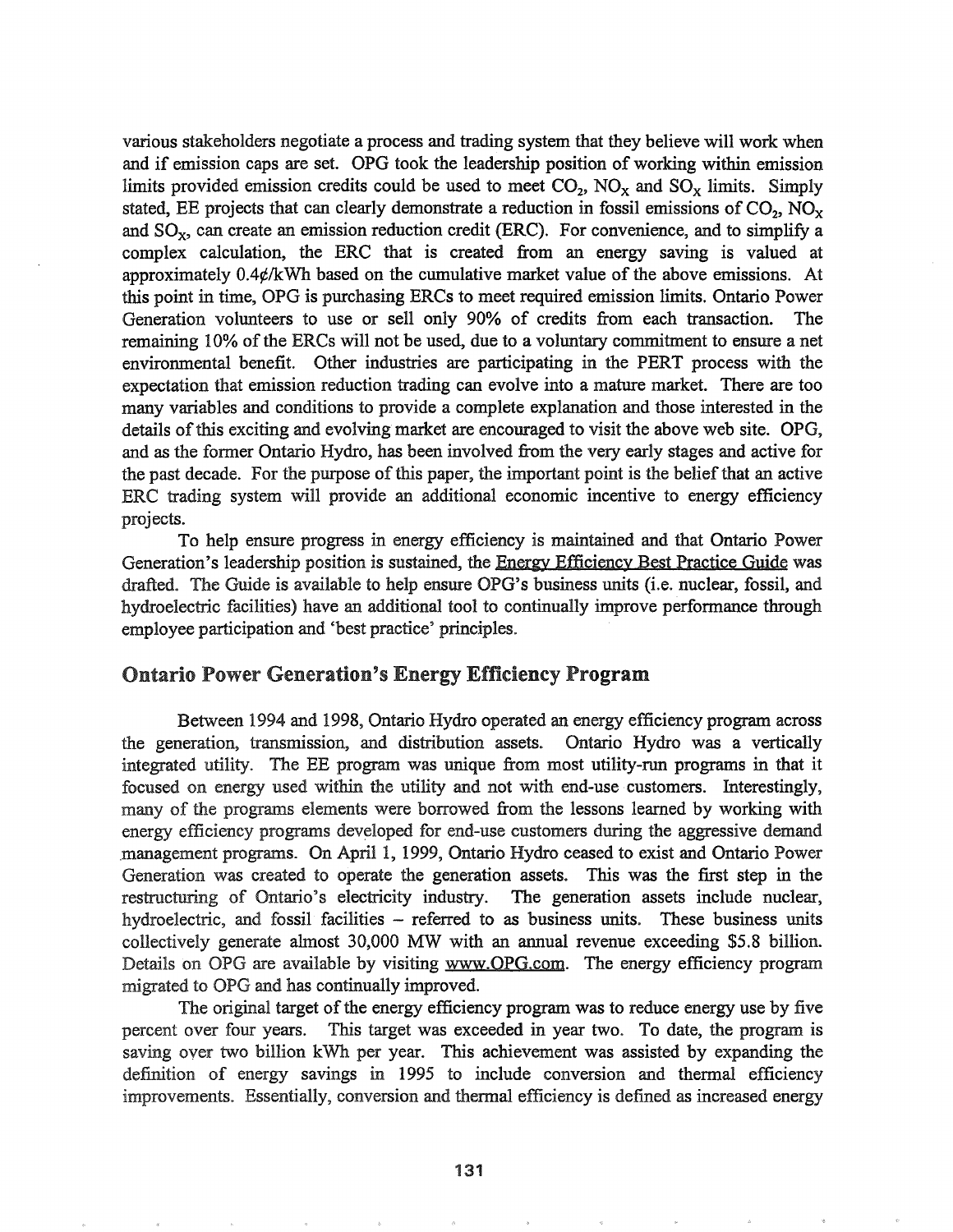various stakeholders negotiate a process and trading system that they believe will work when and if emission caps are set. OPG took the leadership position of working within emission limits provided emission credits could be used to meet $CO_2$, $NO_X$ and $SO_X$ limits. Simply stated, EE projects that can clearly demonstrate a reduction in fossil emissions of $CO_2$, $NO_X$ and $SO_X$, can create an emission reduction credit (ERC). For convenience, and to simplify a complex calculation, the ERC that is created from an energy saving is valued at approximately 0.4¢/kWh based on the cumulative market value of the above emissions. At this point in time, OPG is purchasing ERCs to meet required emission limits. Ontario Power Generation volunteers to use or sell only 90% of credits from each transaction. The remaining 10% of the ERCs will not be used, due to a voluntary commitment to ensure a net environmental benefit. Other industries are participating in the PERT process with the expectation that emission reduction trading can evolve into a mature market. There are too many variables and conditions to provide a complete explanation and those interested in the details of this exciting and evolving market are encouraged to visit the above web site. OPG, and as the former Ontario Hydro, has been involved from the very early stages and active for the past decade. For the purpose of this paper, the important point is the belief that an active ERC trading system will provide an additional economic incentive to energy efficiency projects.

To help ensure progress in energy efficiency is maintained and that Ontario Power Generation's leadership position is sustained, the Energy Efficiency Best Practice Guide was drafted. The Guide is available to help ensure OPG's business units (i.e. nuclear, fossil, and hydroelectric facilities) have an additional tool to continually improve performance through employee participation and 'best practice' principles.

## Ontario Power Generation's Energy Efficiency Program

Between 1994 and 1998, Ontario Hydro operated an energy efficiency program across the generation, transmission, and distribution assets. Ontario Hydro was a vertically integrated utility. The EE program was unique from most utility-run programs in that it focused on energy used within the utility and not with end-use customers. Interestingly, many of the programs elements were borrowed from the lessons learned by working with energy efficiency programs developed for end-use customers during the aggressive demand management programs. On April 1, 1999, Ontario Hydro ceased to exist and Ontario Power Generation was created to operate the generation assets. This was the first step in the restructuring of Ontario's electricity industry. The generation assets include nuclear, hydroelectric, and fossil facilities – referred to as business units. These business units collectively generate almost 30,000 MW with an annual revenue exceeding $5.8 billion. Details on OPG are available by visiting www.OPG.com. The energy efficiency program migrated to OPG and has continually improved.

The original target of the energy efficiency program was to reduce energy use by five percent over four years. This target was exceeded in year two. To date, the program is saving over two billion kWh per year. This achievement was assisted by expanding the definition of energy savings in 1995 to include conversion and thermal efficiency improvements. Essentially, conversion and thermal efficiency is defined as increased energy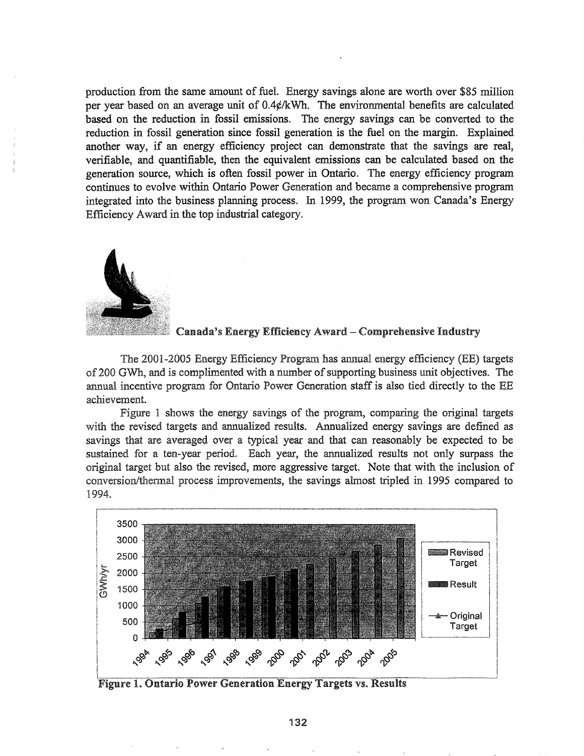production from the same amount of fuel. Energy savings alone are worth over $85 million per year based on an average unit of 0.4¢/kWh. The environmental benefits are calculated based on the reduction in fossil emissions. The energy savings can be converted to the reduction in fossil generation since fossil generation is the fuel on the margin. Explained another way, if an energy efficiency project can demonstrate that the savings are real, verifiable, and quantifiable, then the equivalent emissions can be calculated based on the generation source, which is often fossil power in Ontario. The energy efficiency program continues to evolve within Ontario Power Generation and became a comprehensive program integrated into the business planning process. In 1999, the program won Canada's Energy Efficiency Award in the top industrial category.

**Canada's Energy Efficiency Award – Comprehensive Industry**

The 2001-2005 Energy Efficiency Program has annual energy efficiency (EE) targets of 200 GWh, and is complimented with a number of supporting business unit objectives. The annual incentive program for Ontario Power Generation staff is also tied directly to the EE achievement.

Figure 1 shows the energy savings of the program, comparing the original targets with the revised targets and annualized results. Annualized energy savings are defined as savings that are averaged over a typical year and that can reasonably be expected to be sustained for a ten-year period. Each year, the annualized results not only surpass the original target but also the revised, more aggressive target. Note that with the inclusion of conversion/thermal process improvements, the savings almost tripled in 1995 compared to 1994.

**Figure 1. Ontario Power Generation Energy Targets vs. Results**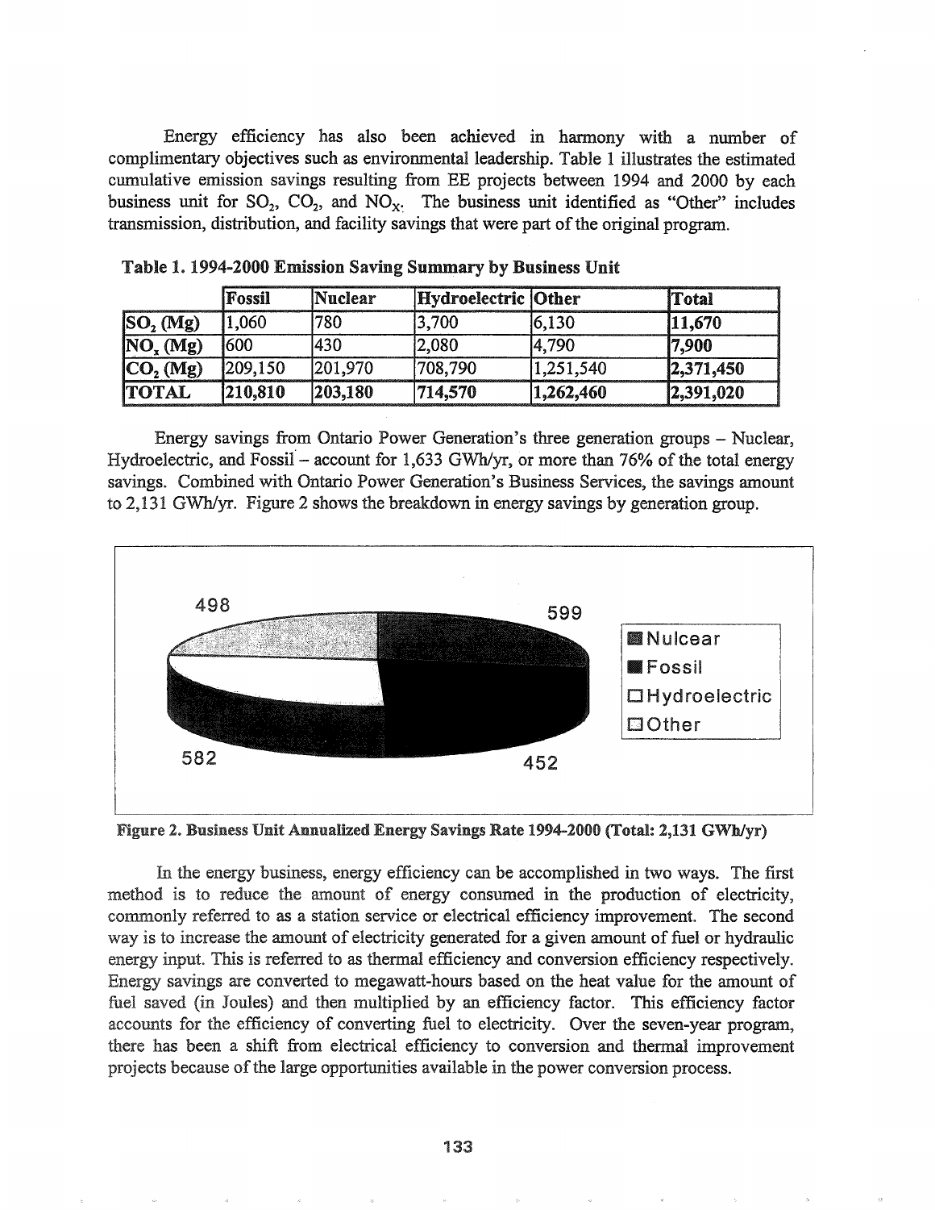Energy efficiency has also been achieved in harmony with a number of complimentary objectives such as environmental leadership. Table 1 illustrates the estimated cumulative emission savings resulting from EE projects between 1994 and 2000 by each business unit for $SO_2$, $CO_2$, and $NO_X$. The business unit identified as "Other" includes transmission, distribution, and facility savings that were part of the original program.

**Table 1. 1994-2000 Emission Saving Summary by Business Unit**

| | Fossil | Nuclear | Hydroelectric | Other | Total |
|---|---|---|---|---|---|
| **$SO_2$ (Mg)** | 1,060 | 780 | 3,700 | 6,130 | **11,670** |
| **$NO_x$ (Mg)** | 600 | 430 | 2,080 | 4,790 | **7,900** |
| **$CO_2$ (Mg)** | 209,150 | 201,970 | 708,790 | 1,251,540 | **2,371,450** |
| **TOTAL** | **210,810** | **203,180** | **714,570** | **1,262,460** | **2,391,020** |

Energy savings from Ontario Power Generation's three generation groups – Nuclear, Hydroelectric, and Fossil – account for 1,633 GWh/yr, or more than 76% of the total energy savings. Combined with Ontario Power Generation's Business Services, the savings amount to 2,131 GWh/yr. Figure 2 shows the breakdown in energy savings by generation group.

498

599

582

452

Nulcear

Fossil

Hydroelectric

Other

**Figure 2. Business Unit Annualized Energy Savings Rate 1994-2000 (Total: 2,131 GWh/yr)**

In the energy business, energy efficiency can be accomplished in two ways. The first method is to reduce the amount of energy consumed in the production of electricity, commonly referred to as a station service or electrical efficiency improvement. The second way is to increase the amount of electricity generated for a given amount of fuel or hydraulic energy input. This is referred to as thermal efficiency and conversion efficiency respectively. Energy savings are converted to megawatt-hours based on the heat value for the amount of fuel saved (in Joules) and then multiplied by an efficiency factor. This efficiency factor accounts for the efficiency of converting fuel to electricity. Over the seven-year program, there has been a shift from electrical efficiency to conversion and thermal improvement projects because of the large opportunities available in the power conversion process.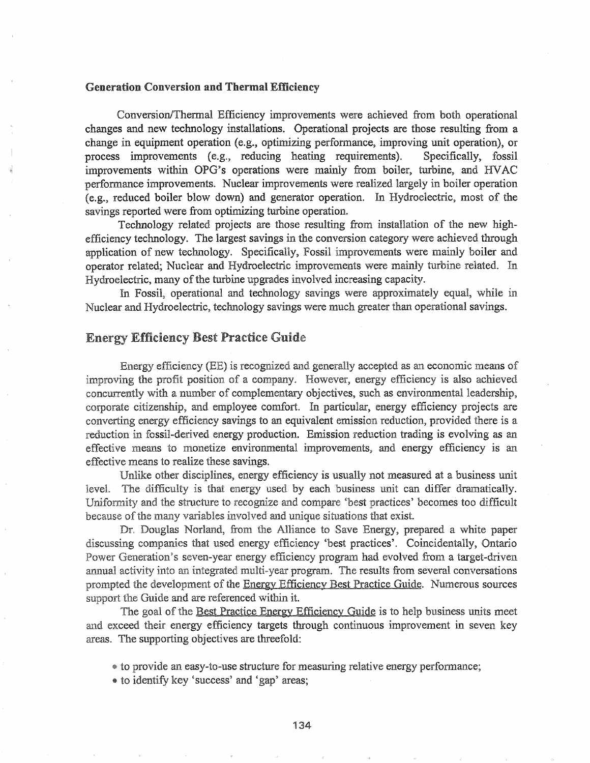### Generation Conversion and Thermal Efficiency

Conversion/Thermal Efficiency improvements were achieved from both operational changes and new technology installations. Operational projects are those resulting from a change in equipment operation (e.g., optimizing performance, improving unit operation), or process improvements (e.g., reducing heating requirements). Specifically, fossil improvements within OPG's operations were mainly from boiler, turbine, and HVAC performance improvements. Nuclear improvements were realized largely in boiler operation (e.g., reduced boiler blow down) and generator operation. In Hydroelectric, most of the savings reported were from optimizing turbine operation.

Technology related projects are those resulting from installation of the new high-efficiency technology. The largest savings in the conversion category were achieved through application of new technology. Specifically, Fossil improvements were mainly boiler and operator related; Nuclear and Hydroelectric improvements were mainly turbine related. In Hydroelectric, many of the turbine upgrades involved increasing capacity.

In Fossil, operational and technology savings were approximately equal, while in Nuclear and Hydroelectric, technology savings were much greater than operational savings.

## Energy Efficiency Best Practice Guide

Energy efficiency (EE) is recognized and generally accepted as an economic means of improving the profit position of a company. However, energy efficiency is also achieved concurrently with a number of complementary objectives, such as environmental leadership, corporate citizenship, and employee comfort. In particular, energy efficiency projects are converting energy efficiency savings to an equivalent emission reduction, provided there is a reduction in fossil-derived energy production. Emission reduction trading is evolving as an effective means to monetize environmental improvements, and energy efficiency is an effective means to realize these savings.

Unlike other disciplines, energy efficiency is usually not measured at a business unit level. The difficulty is that energy used by each business unit can differ dramatically. Uniformity and the structure to recognize and compare 'best practices' becomes too difficult because of the many variables involved and unique situations that exist.

Dr. Douglas Norland, from the Alliance to Save Energy, prepared a white paper discussing companies that used energy efficiency 'best practices'. Coincidentally, Ontario Power Generation's seven-year energy efficiency program had evolved from a target-driven annual activity into an integrated multi-year program. The results from several conversations prompted the development of the Energy Efficiency Best Practice Guide. Numerous sources support the Guide and are referenced within it.

The goal of the Best Practice Energy Efficiency Guide is to help business units meet and exceed their energy efficiency targets through continuous improvement in seven key areas. The supporting objectives are threefold:

- to provide an easy-to-use structure for measuring relative energy performance;
- to identify key 'success' and 'gap' areas;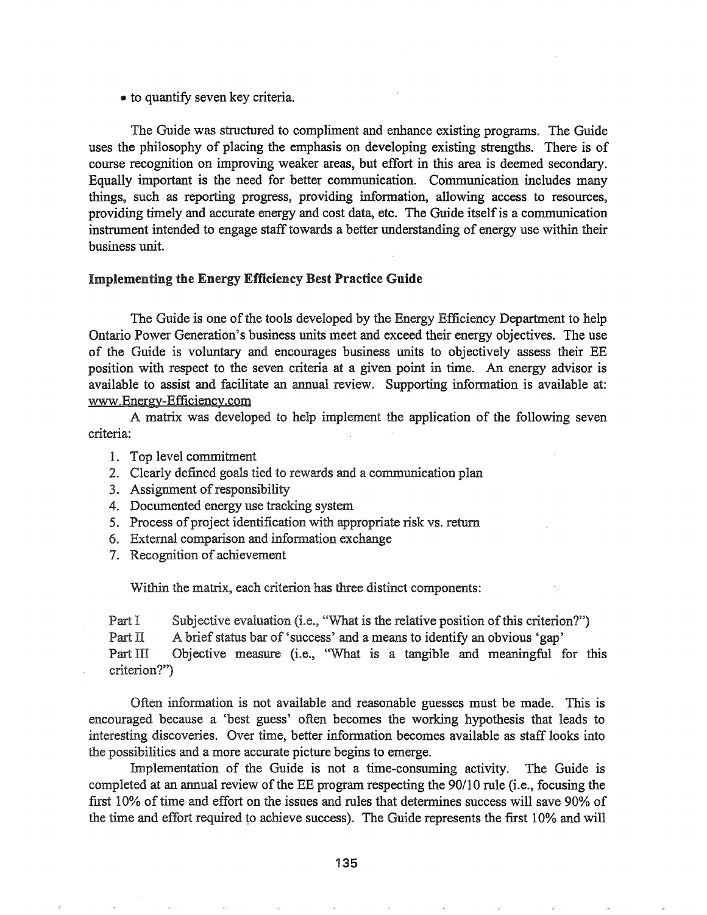- to quantify seven key criteria.

The Guide was structured to compliment and enhance existing programs. The Guide uses the philosophy of placing the emphasis on developing existing strengths. There is of course recognition on improving weaker areas, but effort in this area is deemed secondary. Equally important is the need for better communication. Communication includes many things, such as reporting progress, providing information, allowing access to resources, providing timely and accurate energy and cost data, etc. The Guide itself is a communication instrument intended to engage staff towards a better understanding of energy use within their business unit.

### Implementing the Energy Efficiency Best Practice Guide

The Guide is one of the tools developed by the Energy Efficiency Department to help Ontario Power Generation's business units meet and exceed their energy objectives. The use of the Guide is voluntary and encourages business units to objectively assess their EE position with respect to the seven criteria at a given point in time. An energy advisor is available to assist and facilitate an annual review. Supporting information is available at: www.Energy-Efficiency.com

A matrix was developed to help implement the application of the following seven criteria:

1. Top level commitment
2. Clearly defined goals tied to rewards and a communication plan
3. Assignment of responsibility
4. Documented energy use tracking system
5. Process of project identification with appropriate risk vs. return
6. External comparison and information exchange
7. Recognition of achievement

Within the matrix, each criterion has three distinct components:

Part I Subjective evaluation (i.e., "What is the relative position of this criterion?")

Part II A brief status bar of 'success' and a means to identify an obvious 'gap'

Part III Objective measure (i.e., "What is a tangible and meaningful for this criterion?")

Often information is not available and reasonable guesses must be made. This is encouraged because a 'best guess' often becomes the working hypothesis that leads to interesting discoveries. Over time, better information becomes available as staff looks into the possibilities and a more accurate picture begins to emerge.

Implementation of the Guide is not a time-consuming activity. The Guide is completed at an annual review of the EE program respecting the 90/10 rule (i.e., focusing the first 10% of time and effort on the issues and rules that determines success will save 90% of the time and effort required to achieve success). The Guide represents the first 10% and will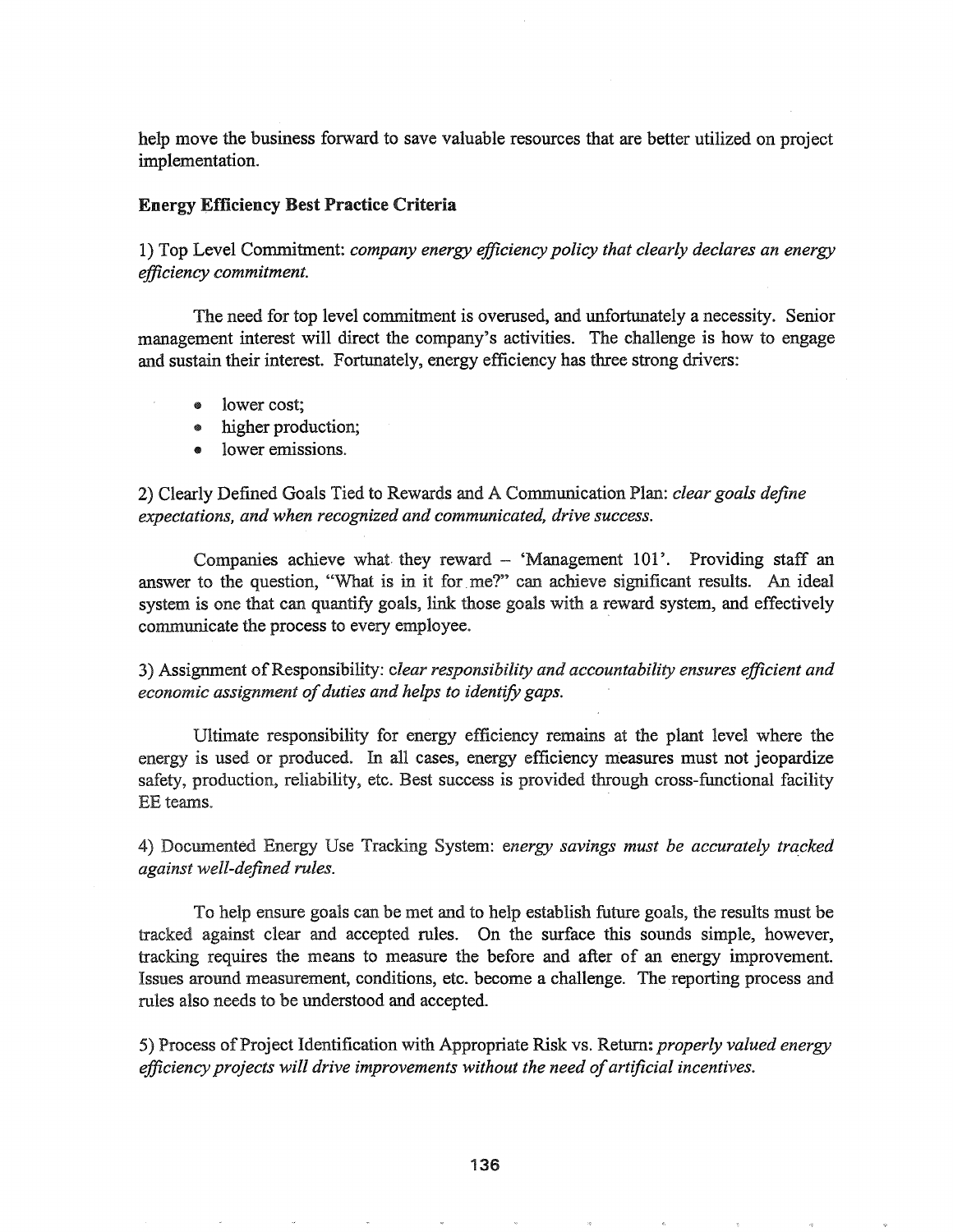help move the business forward to save valuable resources that are better utilized on project implementation.

**Energy Efficiency Best Practice Criteria**

1) Top Level Commitment: *company energy efficiency policy that clearly declares an energy efficiency commitment.*

The need for top level commitment is overused, and unfortunately a necessity. Senior management interest will direct the company's activities. The challenge is how to engage and sustain their interest. Fortunately, energy efficiency has three strong drivers:

- lower cost;
- higher production;
- lower emissions.

2) Clearly Defined Goals Tied to Rewards and A Communication Plan: *clear goals define expectations, and when recognized and communicated, drive success.*

Companies achieve what they reward – 'Management 101'. Providing staff an answer to the question, "What is in it for me?" can achieve significant results. An ideal system is one that can quantify goals, link those goals with a reward system, and effectively communicate the process to every employee.

3) Assignment of Responsibility: *clear responsibility and accountability ensures efficient and economic assignment of duties and helps to identify gaps.*

Ultimate responsibility for energy efficiency remains at the plant level where the energy is used or produced. In all cases, energy efficiency measures must not jeopardize safety, production, reliability, etc. Best success is provided through cross-functional facility EE teams.

4) Documented Energy Use Tracking System: *energy savings must be accurately tracked against well-defined rules.*

To help ensure goals can be met and to help establish future goals, the results must be tracked against clear and accepted rules. On the surface this sounds simple, however, tracking requires the means to measure the before and after of an energy improvement. Issues around measurement, conditions, etc. become a challenge. The reporting process and rules also needs to be understood and accepted.

5) Process of Project Identification with Appropriate Risk vs. Return: *properly valued energy efficiency projects will drive improvements without the need of artificial incentives.*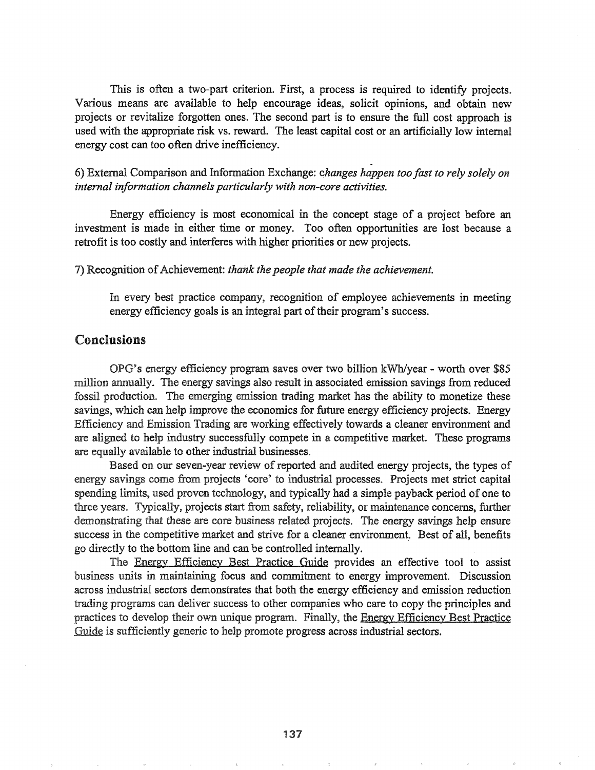This is often a two-part criterion. First, a process is required to identify projects. Various means are available to help encourage ideas, solicit opinions, and obtain new projects or revitalize forgotten ones. The second part is to ensure the full cost approach is used with the appropriate risk vs. reward. The least capital cost or an artificially low internal energy cost can too often drive inefficiency.

6) External Comparison and Information Exchange: *changes happen too fast to rely solely on internal information channels particularly with non-core activities.*

Energy efficiency is most economical in the concept stage of a project before an investment is made in either time or money. Too often opportunities are lost because a retrofit is too costly and interferes with higher priorities or new projects.

7) Recognition of Achievement: *thank the people that made the achievement.*

In every best practice company, recognition of employee achievements in meeting energy efficiency goals is an integral part of their program's success.

## Conclusions

OPG's energy efficiency program saves over two billion kWh/year - worth over $85 million annually. The energy savings also result in associated emission savings from reduced fossil production. The emerging emission trading market has the ability to monetize these savings, which can help improve the economics for future energy efficiency projects. Energy Efficiency and Emission Trading are working effectively towards a cleaner environment and are aligned to help industry successfully compete in a competitive market. These programs are equally available to other industrial businesses.

Based on our seven-year review of reported and audited energy projects, the types of energy savings come from projects 'core' to industrial processes. Projects met strict capital spending limits, used proven technology, and typically had a simple payback period of one to three years. Typically, projects start from safety, reliability, or maintenance concerns, further demonstrating that these are core business related projects. The energy savings help ensure success in the competitive market and strive for a cleaner environment. Best of all, benefits go directly to the bottom line and can be controlled internally.

The Energy Efficiency Best Practice Guide provides an effective tool to assist business units in maintaining focus and commitment to energy improvement. Discussion across industrial sectors demonstrates that both the energy efficiency and emission reduction trading programs can deliver success to other companies who care to copy the principles and practices to develop their own unique program. Finally, the Energy Efficiency Best Practice Guide is sufficiently generic to help promote progress across industrial sectors.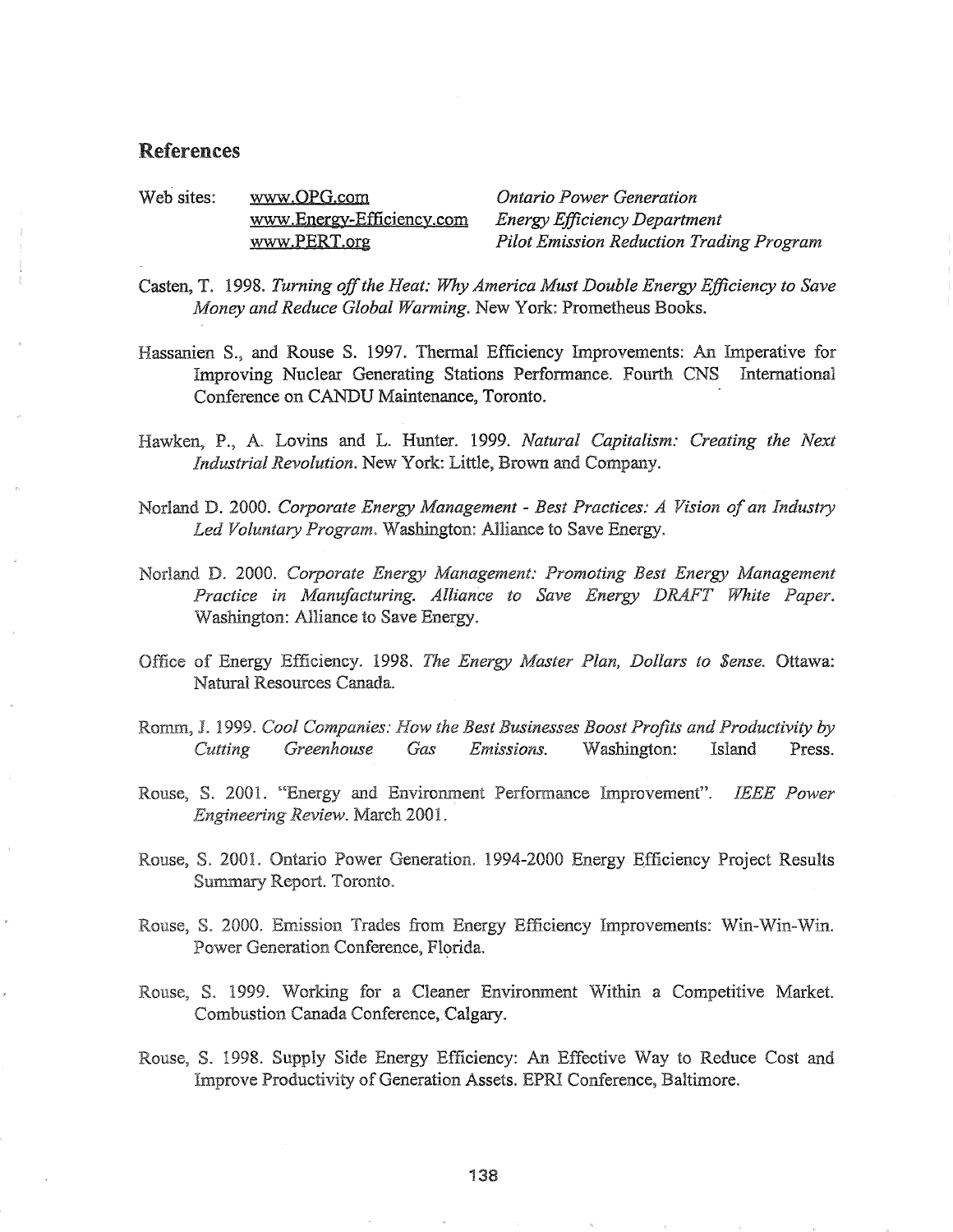## References

Web sites:

| | | |
|---|---|---|
| Web sites: | www.OPG.com | *Ontario Power Generation* |
| | www.Energy-Efficiency.com | *Energy Efficiency Department* |
| | www.PERT.org | *Pilot Emission Reduction Trading Program* |

Casten, T. 1998. *Turning off the Heat: Why America Must Double Energy Efficiency to Save Money and Reduce Global Warming.* New York: Prometheus Books.

Hassanien S., and Rouse S. 1997. Thermal Efficiency Improvements: An Imperative for Improving Nuclear Generating Stations Performance. Fourth CNS International Conference on CANDU Maintenance, Toronto.

Hawken, P., A. Lovins and L. Hunter. 1999. *Natural Capitalism: Creating the Next Industrial Revolution.* New York: Little, Brown and Company.

Norland D. 2000. *Corporate Energy Management - Best Practices: A Vision of an Industry Led Voluntary Program.* Washington: Alliance to Save Energy.

Norland D. 2000. *Corporate Energy Management: Promoting Best Energy Management Practice in Manufacturing. Alliance to Save Energy DRAFT White Paper.* Washington: Alliance to Save Energy.

Office of Energy Efficiency. 1998. *The Energy Master Plan, Dollars to $ense.* Ottawa: Natural Resources Canada.

Romm, J. 1999. *Cool Companies: How the Best Businesses Boost Profits and Productivity by Cutting Greenhouse Gas Emissions.* Washington: Island Press.

Rouse, S. 2001. "Energy and Environment Performance Improvement". *IEEE Power Engineering Review.* March 2001.

Rouse, S. 2001. Ontario Power Generation. 1994-2000 Energy Efficiency Project Results Summary Report. Toronto.

Rouse, S. 2000. Emission Trades from Energy Efficiency Improvements: Win-Win-Win. Power Generation Conference, Florida.

Rouse, S. 1999. Working for a Cleaner Environment Within a Competitive Market. Combustion Canada Conference, Calgary.

Rouse, S. 1998. Supply Side Energy Efficiency: An Effective Way to Reduce Cost and Improve Productivity of Generation Assets. EPRI Conference, Baltimore.